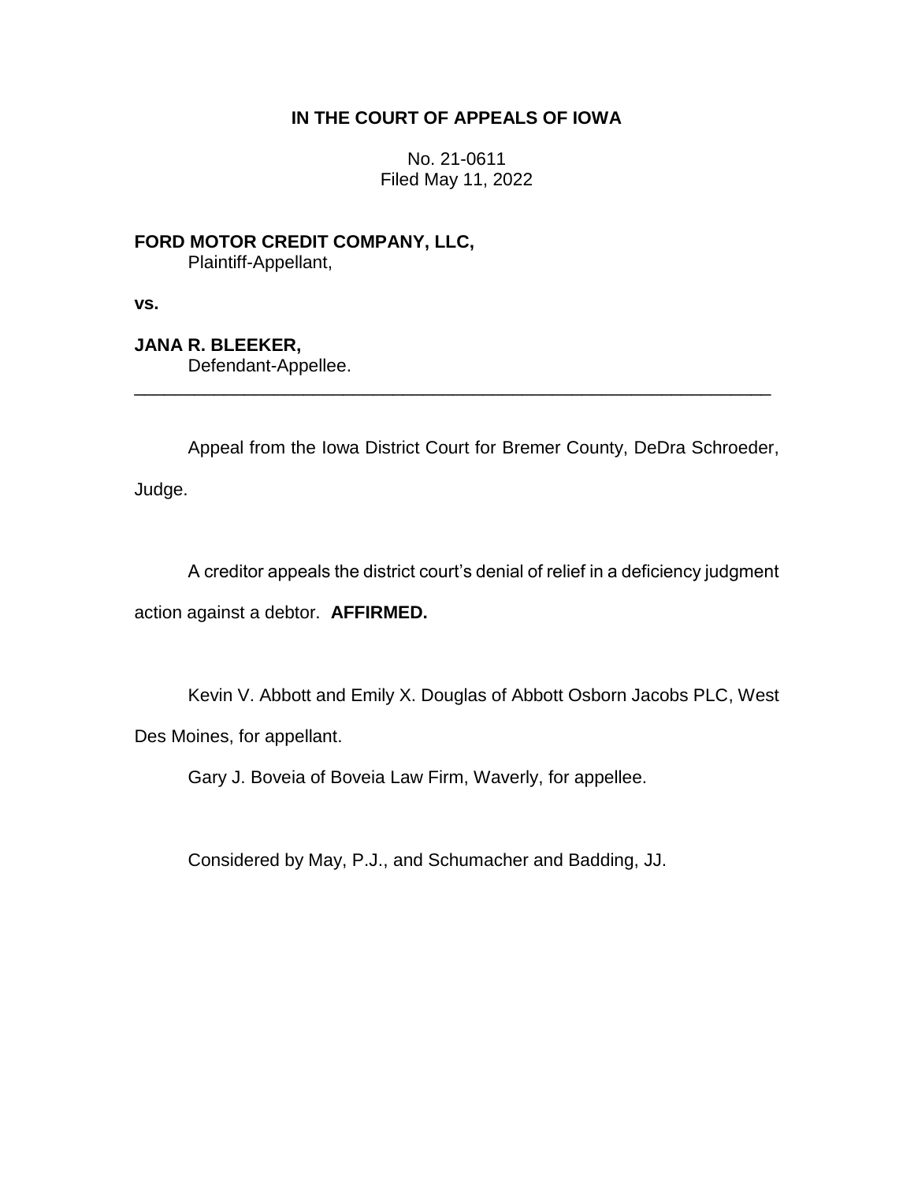**IN THE COURT OF APPEALS OF IOWA**

No. 21-0611
Filed May 11, 2022

**FORD MOTOR CREDIT COMPANY, LLC,**
Plaintiff-Appellant,

**vs.**

**JANA R. BLEEKER,**
Defendant-Appellee.

---

Appeal from the Iowa District Court for Bremer County, DeDra Schroeder, Judge.

A creditor appeals the district court's denial of relief in a deficiency judgment action against a debtor. **AFFIRMED.**

Kevin V. Abbott and Emily X. Douglas of Abbott Osborn Jacobs PLC, West Des Moines, for appellant.

Gary J. Boveia of Boveia Law Firm, Waverly, for appellee.

Considered by May, P.J., and Schumacher and Badding, JJ.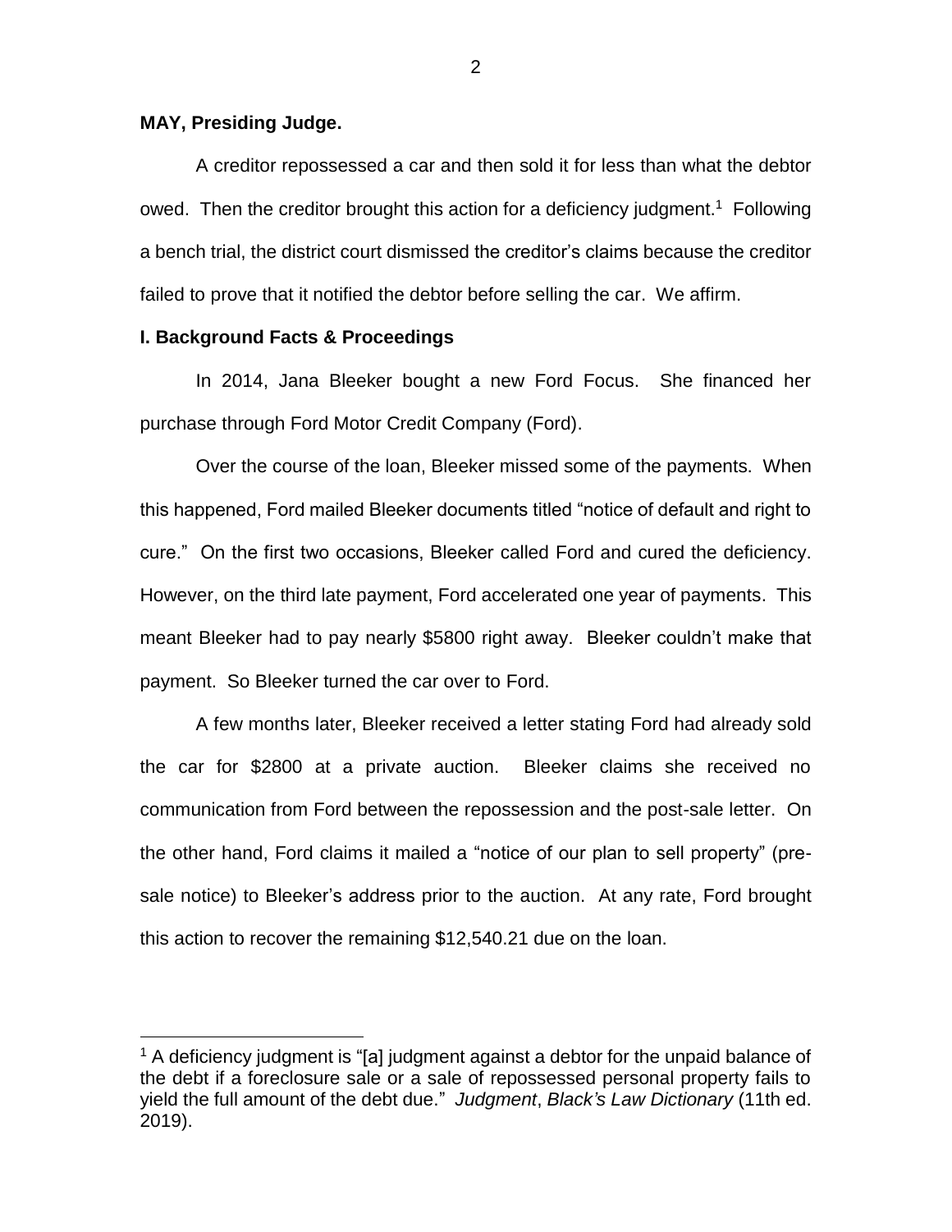**MAY, Presiding Judge.**

A creditor repossessed a car and then sold it for less than what the debtor owed. Then the creditor brought this action for a deficiency judgment.[1] Following a bench trial, the district court dismissed the creditor's claims because the creditor failed to prove that it notified the debtor before selling the car. We affirm.

## I. Background Facts & Proceedings

In 2014, Jana Bleeker bought a new Ford Focus. She financed her purchase through Ford Motor Credit Company (Ford).

Over the course of the loan, Bleeker missed some of the payments. When this happened, Ford mailed Bleeker documents titled "notice of default and right to cure." On the first two occasions, Bleeker called Ford and cured the deficiency. However, on the third late payment, Ford accelerated one year of payments. This meant Bleeker had to pay nearly $5800 right away. Bleeker couldn't make that payment. So Bleeker turned the car over to Ford.

A few months later, Bleeker received a letter stating Ford had already sold the car for $2800 at a private auction. Bleeker claims she received no communication from Ford between the repossession and the post-sale letter. On the other hand, Ford claims it mailed a "notice of our plan to sell property" (pre-sale notice) to Bleeker's address prior to the auction. At any rate, Ford brought this action to recover the remaining $12,540.21 due on the loan.

---

[1] A deficiency judgment is "[a] judgment against a debtor for the unpaid balance of the debt if a foreclosure sale or a sale of repossessed personal property fails to yield the full amount of the debt due." *Judgment*, *Black's Law Dictionary* (11th ed. 2019).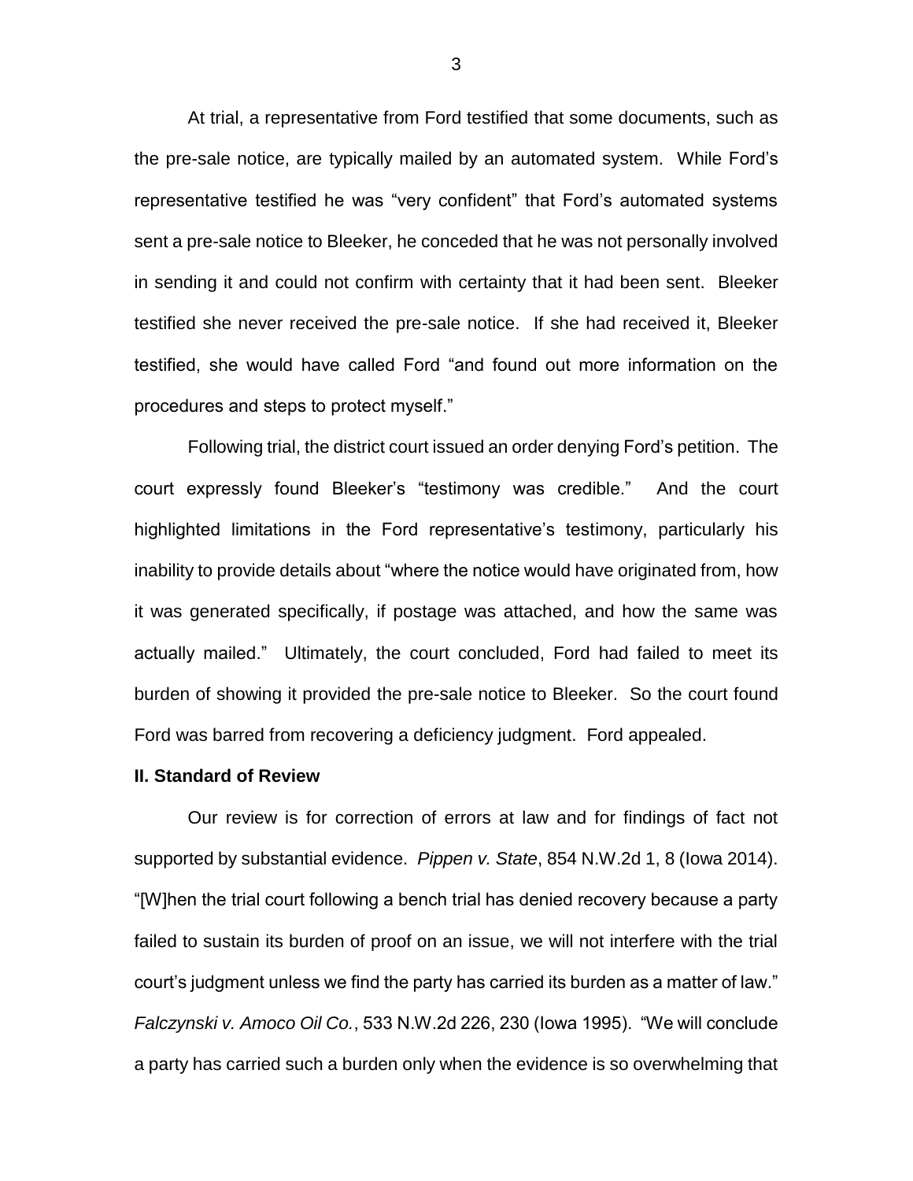At trial, a representative from Ford testified that some documents, such as the pre-sale notice, are typically mailed by an automated system. While Ford's representative testified he was "very confident" that Ford's automated systems sent a pre-sale notice to Bleeker, he conceded that he was not personally involved in sending it and could not confirm with certainty that it had been sent. Bleeker testified she never received the pre-sale notice. If she had received it, Bleeker testified, she would have called Ford "and found out more information on the procedures and steps to protect myself."

Following trial, the district court issued an order denying Ford's petition. The court expressly found Bleeker's "testimony was credible." And the court highlighted limitations in the Ford representative's testimony, particularly his inability to provide details about "where the notice would have originated from, how it was generated specifically, if postage was attached, and how the same was actually mailed." Ultimately, the court concluded, Ford had failed to meet its burden of showing it provided the pre-sale notice to Bleeker. So the court found Ford was barred from recovering a deficiency judgment. Ford appealed.

## II. Standard of Review

Our review is for correction of errors at law and for findings of fact not supported by substantial evidence. *Pippen v. State*, 854 N.W.2d 1, 8 (Iowa 2014). "[W]hen the trial court following a bench trial has denied recovery because a party failed to sustain its burden of proof on an issue, we will not interfere with the trial court's judgment unless we find the party has carried its burden as a matter of law." *Falczynski v. Amoco Oil Co.*, 533 N.W.2d 226, 230 (Iowa 1995). "We will conclude a party has carried such a burden only when the evidence is so overwhelming that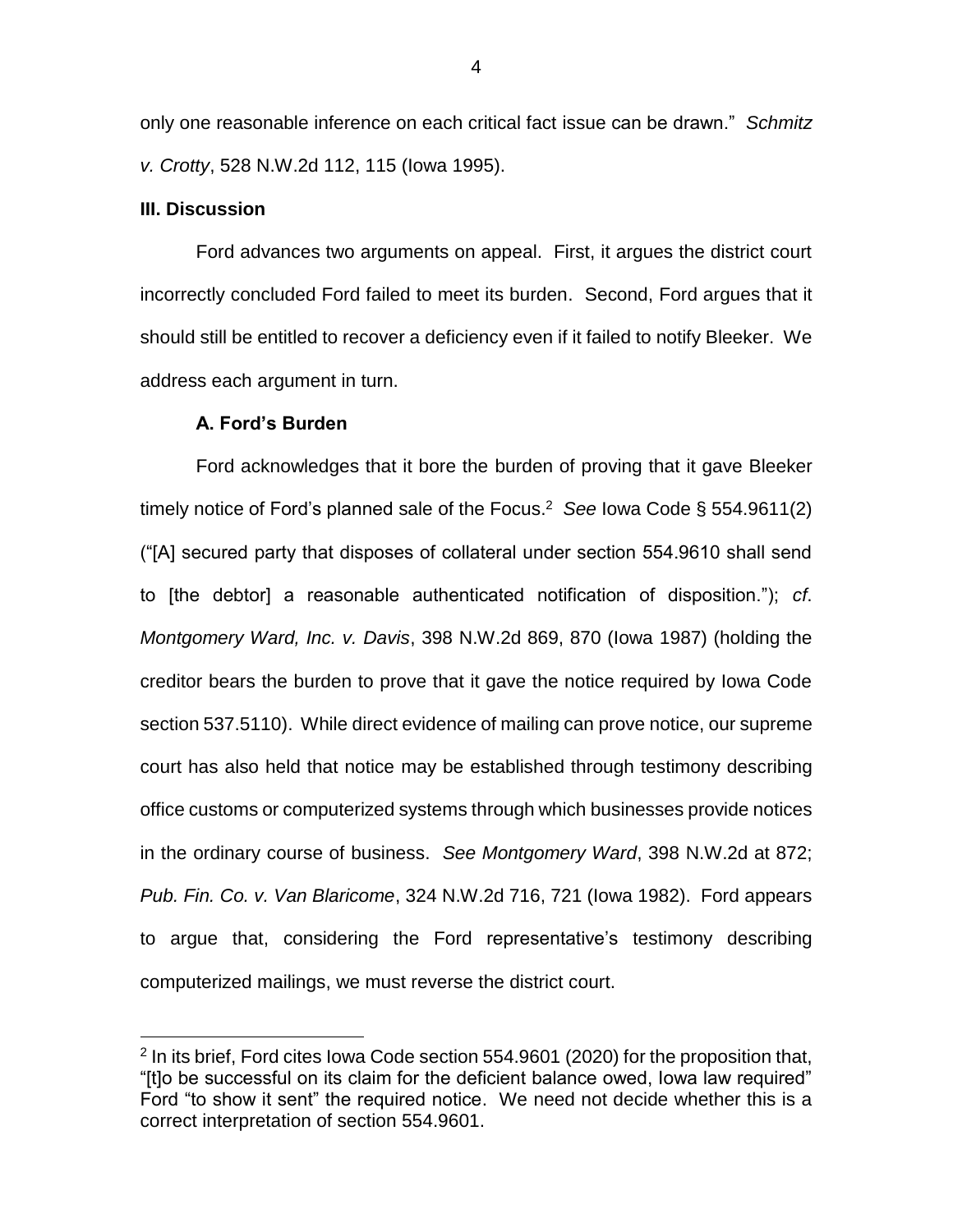only one reasonable inference on each critical fact issue can be drawn." *Schmitz v. Crotty*, 528 N.W.2d 112, 115 (Iowa 1995).

## III. Discussion

Ford advances two arguments on appeal. First, it argues the district court incorrectly concluded Ford failed to meet its burden. Second, Ford argues that it should still be entitled to recover a deficiency even if it failed to notify Bleeker. We address each argument in turn.

### A. Ford's Burden

Ford acknowledges that it bore the burden of proving that it gave Bleeker timely notice of Ford's planned sale of the Focus.[2] *See* Iowa Code § 554.9611(2) ("[A] secured party that disposes of collateral under section 554.9610 shall send to [the debtor] a reasonable authenticated notification of disposition."); *cf*. *Montgomery Ward, Inc. v. Davis*, 398 N.W.2d 869, 870 (Iowa 1987) (holding the creditor bears the burden to prove that it gave the notice required by Iowa Code section 537.5110). While direct evidence of mailing can prove notice, our supreme court has also held that notice may be established through testimony describing office customs or computerized systems through which businesses provide notices in the ordinary course of business. *See Montgomery Ward*, 398 N.W.2d at 872; *Pub. Fin. Co. v. Van Blaricome*, 324 N.W.2d 716, 721 (Iowa 1982). Ford appears to argue that, considering the Ford representative's testimony describing computerized mailings, we must reverse the district court.

[2] In its brief, Ford cites Iowa Code section 554.9601 (2020) for the proposition that, "[t]o be successful on its claim for the deficient balance owed, Iowa law required" Ford "to show it sent" the required notice. We need not decide whether this is a correct interpretation of section 554.9601.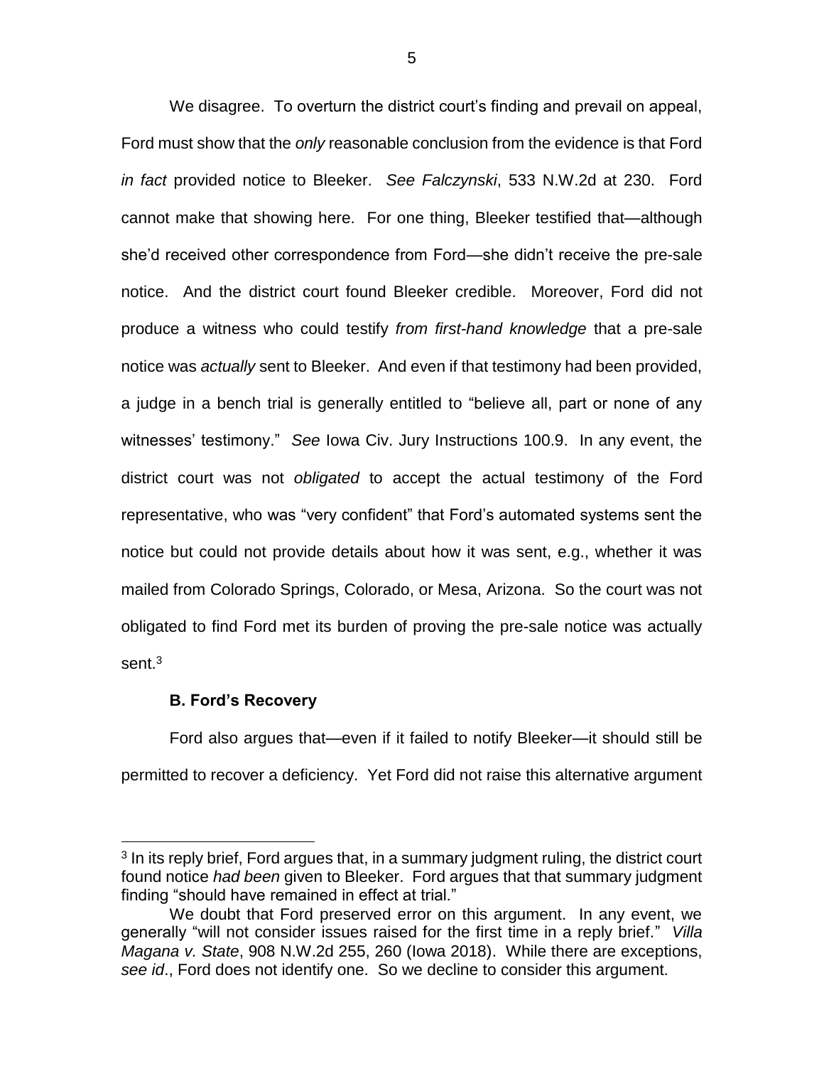We disagree. To overturn the district court's finding and prevail on appeal, Ford must show that the *only* reasonable conclusion from the evidence is that Ford *in fact* provided notice to Bleeker. *See Falczynski*, 533 N.W.2d at 230. Ford cannot make that showing here. For one thing, Bleeker testified that—although she'd received other correspondence from Ford—she didn't receive the pre-sale notice. And the district court found Bleeker credible. Moreover, Ford did not produce a witness who could testify *from first-hand knowledge* that a pre-sale notice was *actually* sent to Bleeker. And even if that testimony had been provided, a judge in a bench trial is generally entitled to "believe all, part or none of any witnesses' testimony." *See* Iowa Civ. Jury Instructions 100.9. In any event, the district court was not *obligated* to accept the actual testimony of the Ford representative, who was "very confident" that Ford's automated systems sent the notice but could not provide details about how it was sent, e.g., whether it was mailed from Colorado Springs, Colorado, or Mesa, Arizona. So the court was not obligated to find Ford met its burden of proving the pre-sale notice was actually sent.[3]

### B. Ford's Recovery

Ford also argues that—even if it failed to notify Bleeker—it should still be permitted to recover a deficiency. Yet Ford did not raise this alternative argument

---

[3] In its reply brief, Ford argues that, in a summary judgment ruling, the district court found notice *had been* given to Bleeker. Ford argues that that summary judgment finding "should have remained in effect at trial."

We doubt that Ford preserved error on this argument. In any event, we generally "will not consider issues raised for the first time in a reply brief." *Villa Magana v. State*, 908 N.W.2d 255, 260 (Iowa 2018). While there are exceptions, *see id*., Ford does not identify one. So we decline to consider this argument.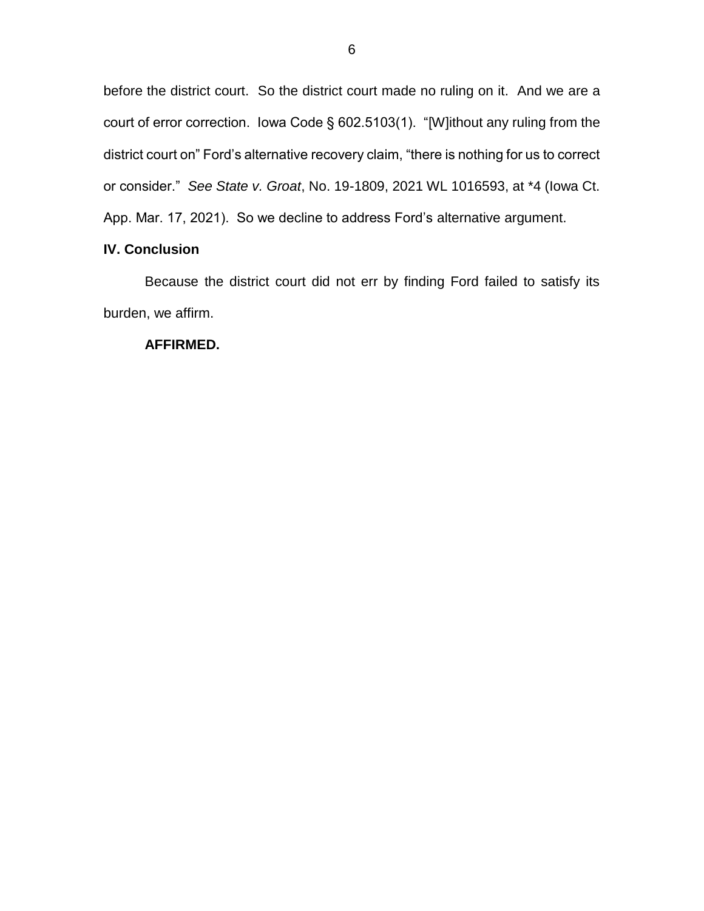before the district court. So the district court made no ruling on it. And we are a court of error correction. Iowa Code § 602.5103(1). "[W]ithout any ruling from the district court on" Ford's alternative recovery claim, "there is nothing for us to correct or consider." *See State v. Groat*, No. 19-1809, 2021 WL 1016593, at *4 (Iowa Ct. App. Mar. 17, 2021). So we decline to address Ford's alternative argument.

**IV. Conclusion**

Because the district court did not err by finding Ford failed to satisfy its burden, we affirm.

**AFFIRMED.**